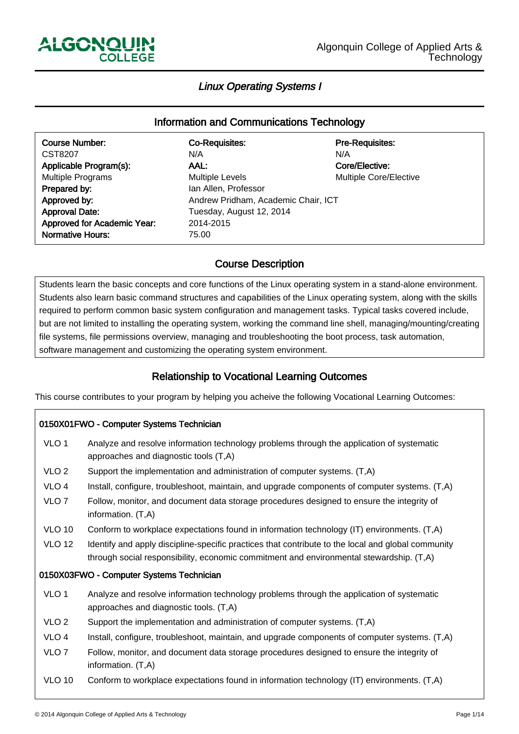Algonquin College of Applied Arts & Technology

# *Linux Operating Systems I*

## Information and Communications Technology

| | | |
|---|---|---|
| **Course Number:** | **Co-Requisites:** | **Pre-Requisites:** |
| CST8207 | N/A | N/A |
| **Applicable Program(s):** | **AAL:** | **Core/Elective:** |
| Multiple Programs | Multiple Levels | Multiple Core/Elective |
| **Prepared by:** | Ian Allen, Professor | |
| **Approved by:** | Andrew Pridham, Academic Chair, ICT | |
| **Approval Date:** | Tuesday, August 12, 2014 | |
| **Approved for Academic Year:** | 2014-2015 | |
| **Normative Hours:** | 75.00 | |

## Course Description

Students learn the basic concepts and core functions of the Linux operating system in a stand-alone environment. Students also learn basic command structures and capabilities of the Linux operating system, along with the skills required to perform common basic system configuration and management tasks. Typical tasks covered include, but are not limited to installing the operating system, working the command line shell, managing/mounting/creating file systems, file permissions overview, managing and troubleshooting the boot process, task automation, software management and customizing the operating system environment.

## Relationship to Vocational Learning Outcomes

This course contributes to your program by helping you acheive the following Vocational Learning Outcomes:

### 0150X01FWO - Computer Systems Technician

| | |
|---|---|
| VLO 1 | Analyze and resolve information technology problems through the application of systematic approaches and diagnostic tools (T,A) |
| VLO 2 | Support the implementation and administration of computer systems. (T,A) |
| VLO 4 | Install, configure, troubleshoot, maintain, and upgrade components of computer systems. (T,A) |
| VLO 7 | Follow, monitor, and document data storage procedures designed to ensure the integrity of information. (T,A) |
| VLO 10 | Conform to workplace expectations found in information technology (IT) environments. (T,A) |
| VLO 12 | Identify and apply discipline-specific practices that contribute to the local and global community through social responsibility, economic commitment and environmental stewardship. (T,A) |

### 0150X03FWO - Computer Systems Technician

| | |
|---|---|
| VLO 1 | Analyze and resolve information technology problems through the application of systematic approaches and diagnostic tools. (T,A) |
| VLO 2 | Support the implementation and administration of computer systems. (T,A) |
| VLO 4 | Install, configure, troubleshoot, maintain, and upgrade components of computer systems. (T,A) |
| VLO 7 | Follow, monitor, and document data storage procedures designed to ensure the integrity of information. (T,A) |
| VLO 10 | Conform to workplace expectations found in information technology (IT) environments. (T,A) |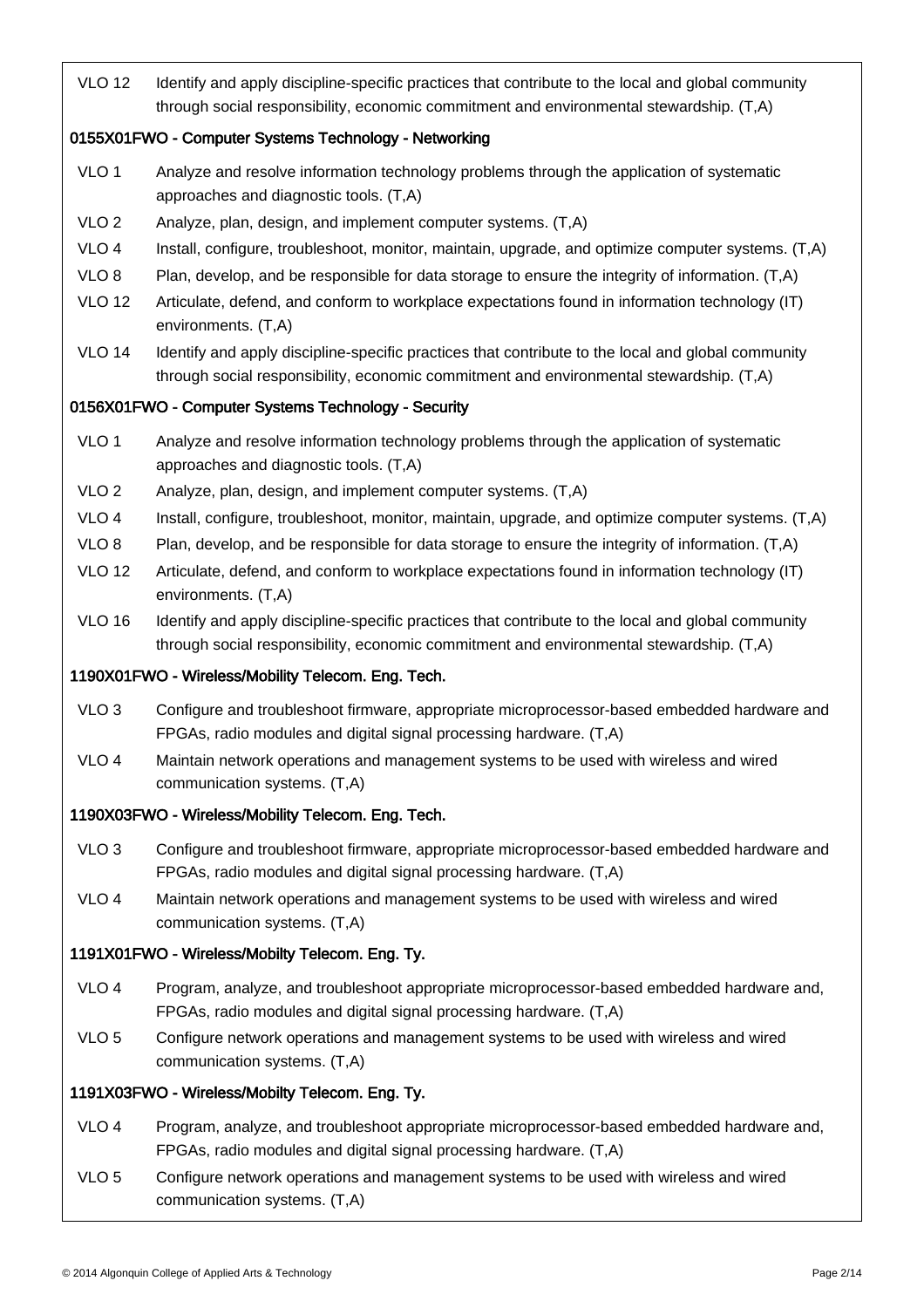| | |
|---|---|
| VLO 12 | Identify and apply discipline-specific practices that contribute to the local and global community through social responsibility, economic commitment and environmental stewardship. (T,A) |

**0155X01FWO - Computer Systems Technology - Networking**

| | |
|---|---|
| VLO 1 | Analyze and resolve information technology problems through the application of systematic approaches and diagnostic tools. (T,A) |
| VLO 2 | Analyze, plan, design, and implement computer systems. (T,A) |
| VLO 4 | Install, configure, troubleshoot, monitor, maintain, upgrade, and optimize computer systems. (T,A) |
| VLO 8 | Plan, develop, and be responsible for data storage to ensure the integrity of information. (T,A) |
| VLO 12 | Articulate, defend, and conform to workplace expectations found in information technology (IT) environments. (T,A) |
| VLO 14 | Identify and apply discipline-specific practices that contribute to the local and global community through social responsibility, economic commitment and environmental stewardship. (T,A) |

**0156X01FWO - Computer Systems Technology - Security**

| | |
|---|---|
| VLO 1 | Analyze and resolve information technology problems through the application of systematic approaches and diagnostic tools. (T,A) |
| VLO 2 | Analyze, plan, design, and implement computer systems. (T,A) |
| VLO 4 | Install, configure, troubleshoot, monitor, maintain, upgrade, and optimize computer systems. (T,A) |
| VLO 8 | Plan, develop, and be responsible for data storage to ensure the integrity of information. (T,A) |
| VLO 12 | Articulate, defend, and conform to workplace expectations found in information technology (IT) environments. (T,A) |
| VLO 16 | Identify and apply discipline-specific practices that contribute to the local and global community through social responsibility, economic commitment and environmental stewardship. (T,A) |

**1190X01FWO - Wireless/Mobility Telecom. Eng. Tech.**

| | |
|---|---|
| VLO 3 | Configure and troubleshoot firmware, appropriate microprocessor-based embedded hardware and FPGAs, radio modules and digital signal processing hardware. (T,A) |
| VLO 4 | Maintain network operations and management systems to be used with wireless and wired communication systems. (T,A) |

**1190X03FWO - Wireless/Mobility Telecom. Eng. Tech.**

| | |
|---|---|
| VLO 3 | Configure and troubleshoot firmware, appropriate microprocessor-based embedded hardware and FPGAs, radio modules and digital signal processing hardware. (T,A) |
| VLO 4 | Maintain network operations and management systems to be used with wireless and wired communication systems. (T,A) |

**1191X01FWO - Wireless/Mobilty Telecom. Eng. Ty.**

| | |
|---|---|
| VLO 4 | Program, analyze, and troubleshoot appropriate microprocessor-based embedded hardware and, FPGAs, radio modules and digital signal processing hardware. (T,A) |
| VLO 5 | Configure network operations and management systems to be used with wireless and wired communication systems. (T,A) |

**1191X03FWO - Wireless/Mobilty Telecom. Eng. Ty.**

| | |
|---|---|
| VLO 4 | Program, analyze, and troubleshoot appropriate microprocessor-based embedded hardware and, FPGAs, radio modules and digital signal processing hardware. (T,A) |
| VLO 5 | Configure network operations and management systems to be used with wireless and wired communication systems. (T,A) |

© 2014 Algonquin College of Applied Arts & Technology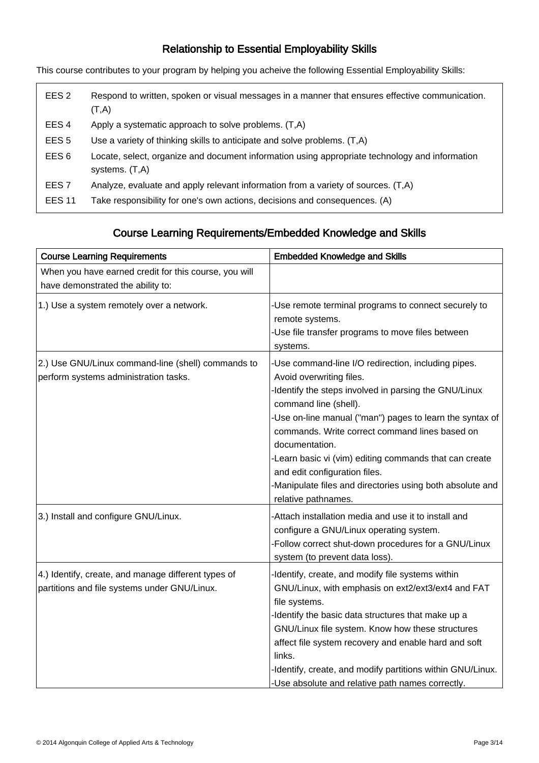## Relationship to Essential Employability Skills

This course contributes to your program by helping you acheive the following Essential Employability Skills:

| | |
|---|---|
| EES 2 | Respond to written, spoken or visual messages in a manner that ensures effective communication. (T,A) |
| EES 4 | Apply a systematic approach to solve problems. (T,A) |
| EES 5 | Use a variety of thinking skills to anticipate and solve problems. (T,A) |
| EES 6 | Locate, select, organize and document information using appropriate technology and information systems. (T,A) |
| EES 7 | Analyze, evaluate and apply relevant information from a variety of sources. (T,A) |
| EES 11 | Take responsibility for one's own actions, decisions and consequences. (A) |

## Course Learning Requirements/Embedded Knowledge and Skills

| Course Learning Requirements | Embedded Knowledge and Skills |
|---|---|
| When you have earned credit for this course, you will have demonstrated the ability to: | |
| 1.) Use a system remotely over a network. | -Use remote terminal programs to connect securely to remote systems.<br>-Use file transfer programs to move files between systems. |
| 2.) Use GNU/Linux command-line (shell) commands to perform systems administration tasks. | -Use command-line I/O redirection, including pipes. Avoid overwriting files.<br>-Identify the steps involved in parsing the GNU/Linux command line (shell).<br>-Use on-line manual ("man") pages to learn the syntax of commands. Write correct command lines based on documentation.<br>-Learn basic vi (vim) editing commands that can create and edit configuration files.<br>-Manipulate files and directories using both absolute and relative pathnames. |
| 3.) Install and configure GNU/Linux. | -Attach installation media and use it to install and configure a GNU/Linux operating system.<br>-Follow correct shut-down procedures for a GNU/Linux system (to prevent data loss). |
| 4.) Identify, create, and manage different types of partitions and file systems under GNU/Linux. | -Identify, create, and modify file systems within GNU/Linux, with emphasis on ext2/ext3/ext4 and FAT file systems.<br>-Identify the basic data structures that make up a GNU/Linux file system. Know how these structures affect file system recovery and enable hard and soft links.<br>-Identify, create, and modify partitions within GNU/Linux.<br>-Use absolute and relative path names correctly. |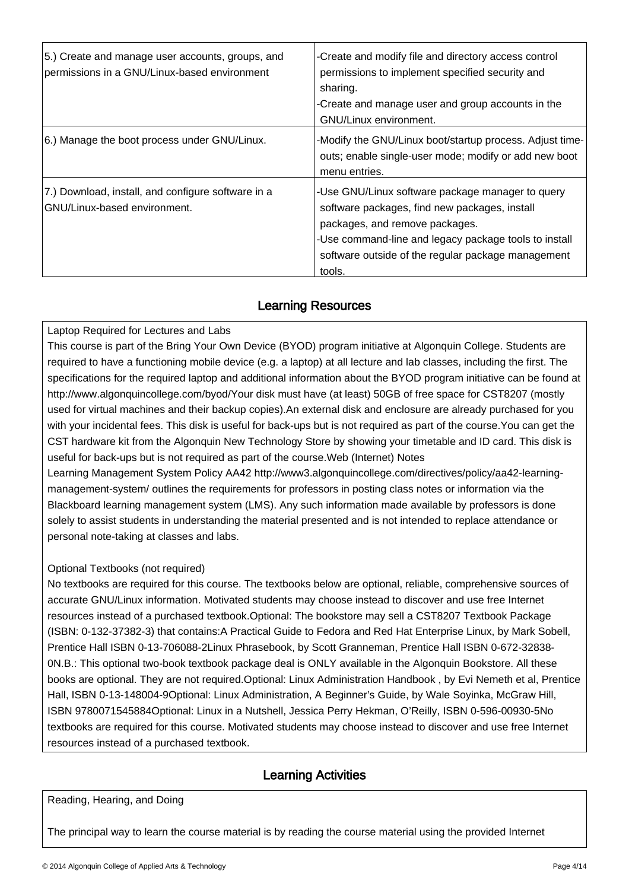| | |
|---|---|
| 5.) Create and manage user accounts, groups, and permissions in a GNU/Linux-based environment | -Create and modify file and directory access control permissions to implement specified security and sharing.<br>-Create and manage user and group accounts in the GNU/Linux environment. |
| 6.) Manage the boot process under GNU/Linux. | -Modify the GNU/Linux boot/startup process. Adjust time-outs; enable single-user mode; modify or add new boot menu entries. |
| 7.) Download, install, and configure software in a GNU/Linux-based environment. | -Use GNU/Linux software package manager to query software packages, find new packages, install packages, and remove packages.<br>-Use command-line and legacy package tools to install software outside of the regular package management tools. |

## Learning Resources

Laptop Required for Lectures and Labs

This course is part of the Bring Your Own Device (BYOD) program initiative at Algonquin College. Students are required to have a functioning mobile device (e.g. a laptop) at all lecture and lab classes, including the first. The specifications for the required laptop and additional information about the BYOD program initiative can be found at http://www.algonquincollege.com/byod/Your disk must have (at least) 50GB of free space for CST8207 (mostly used for virtual machines and their backup copies).An external disk and enclosure are already purchased for you with your incidental fees. This disk is useful for back-ups but is not required as part of the course.You can get the CST hardware kit from the Algonquin New Technology Store by showing your timetable and ID card. This disk is useful for back-ups but is not required as part of the course.Web (Internet) Notes

Learning Management System Policy AA42 http://www3.algonquincollege.com/directives/policy/aa42-learning-management-system/ outlines the requirements for professors in posting class notes or information via the Blackboard learning management system (LMS). Any such information made available by professors is done solely to assist students in understanding the material presented and is not intended to replace attendance or personal note-taking at classes and labs.

Optional Textbooks (not required)

No textbooks are required for this course. The textbooks below are optional, reliable, comprehensive sources of accurate GNU/Linux information. Motivated students may choose instead to discover and use free Internet resources instead of a purchased textbook.Optional: The bookstore may sell a CST8207 Textbook Package (ISBN: 0-132-37382-3) that contains:A Practical Guide to Fedora and Red Hat Enterprise Linux, by Mark Sobell, Prentice Hall ISBN 0-13-706088-2Linux Phrasebook, by Scott Granneman, Prentice Hall ISBN 0-672-32838-0N.B.: This optional two-book textbook package deal is ONLY available in the Algonquin Bookstore. All these books are optional. They are not required.Optional: Linux Administration Handbook , by Evi Nemeth et al, Prentice Hall, ISBN 0-13-148004-9Optional: Linux Administration, A Beginner's Guide, by Wale Soyinka, McGraw Hill, ISBN 9780071545884Optional: Linux in a Nutshell, Jessica Perry Hekman, O'Reilly, ISBN 0-596-00930-5No textbooks are required for this course. Motivated students may choose instead to discover and use free Internet resources instead of a purchased textbook.

## Learning Activities

Reading, Hearing, and Doing

The principal way to learn the course material is by reading the course material using the provided Internet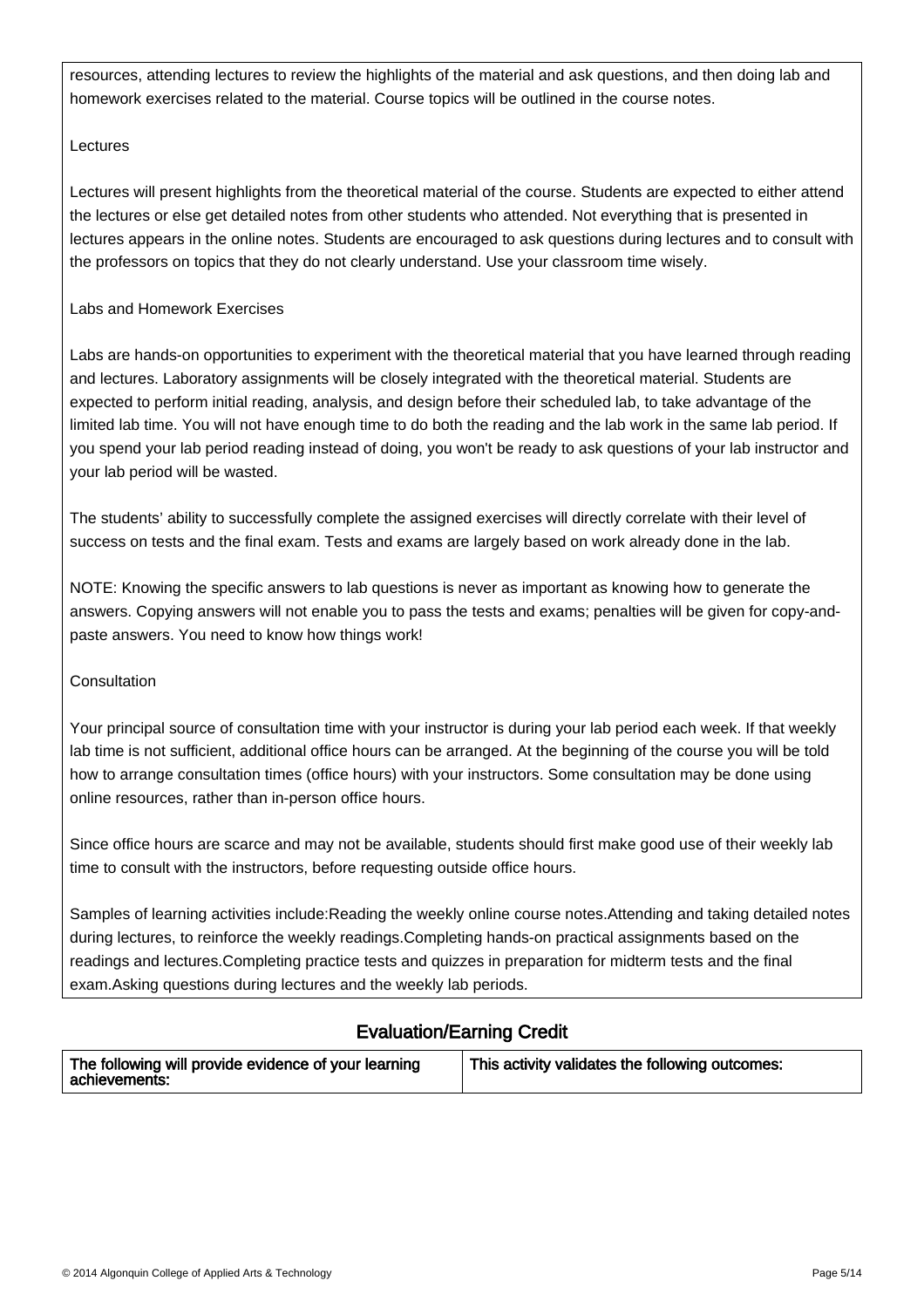resources, attending lectures to review the highlights of the material and ask questions, and then doing lab and homework exercises related to the material. Course topics will be outlined in the course notes.

Lectures

Lectures will present highlights from the theoretical material of the course. Students are expected to either attend the lectures or else get detailed notes from other students who attended. Not everything that is presented in lectures appears in the online notes. Students are encouraged to ask questions during lectures and to consult with the professors on topics that they do not clearly understand. Use your classroom time wisely.

Labs and Homework Exercises

Labs are hands-on opportunities to experiment with the theoretical material that you have learned through reading and lectures. Laboratory assignments will be closely integrated with the theoretical material. Students are expected to perform initial reading, analysis, and design before their scheduled lab, to take advantage of the limited lab time. You will not have enough time to do both the reading and the lab work in the same lab period. If you spend your lab period reading instead of doing, you won't be ready to ask questions of your lab instructor and your lab period will be wasted.

The students' ability to successfully complete the assigned exercises will directly correlate with their level of success on tests and the final exam. Tests and exams are largely based on work already done in the lab.

NOTE: Knowing the specific answers to lab questions is never as important as knowing how to generate the answers. Copying answers will not enable you to pass the tests and exams; penalties will be given for copy-and-paste answers. You need to know how things work!

Consultation

Your principal source of consultation time with your instructor is during your lab period each week. If that weekly lab time is not sufficient, additional office hours can be arranged. At the beginning of the course you will be told how to arrange consultation times (office hours) with your instructors. Some consultation may be done using online resources, rather than in-person office hours.

Since office hours are scarce and may not be available, students should first make good use of their weekly lab time to consult with the instructors, before requesting outside office hours.

Samples of learning activities include:Reading the weekly online course notes.Attending and taking detailed notes during lectures, to reinforce the weekly readings.Completing hands-on practical assignments based on the readings and lectures.Completing practice tests and quizzes in preparation for midterm tests and the final exam.Asking questions during lectures and the weekly lab periods.

## Evaluation/Earning Credit

| The following will provide evidence of your learning achievements: | This activity validates the following outcomes: |
|---|---|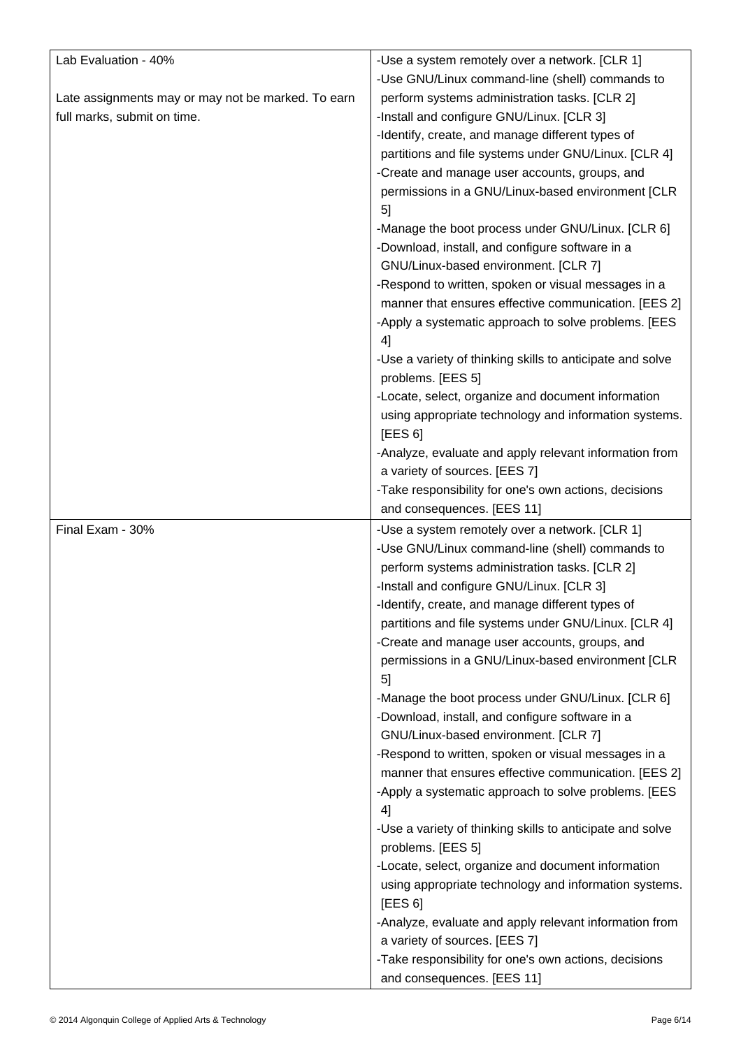| | |
|---|---|
| Lab Evaluation - 40%<br><br>Late assignments may or may not be marked. To earn full marks, submit on time. | -Use a system remotely over a network. [CLR 1]<br>-Use GNU/Linux command-line (shell) commands to perform systems administration tasks. [CLR 2]<br>-Install and configure GNU/Linux. [CLR 3]<br>-Identify, create, and manage different types of partitions and file systems under GNU/Linux. [CLR 4]<br>-Create and manage user accounts, groups, and permissions in a GNU/Linux-based environment [CLR 5]<br>-Manage the boot process under GNU/Linux. [CLR 6]<br>-Download, install, and configure software in a GNU/Linux-based environment. [CLR 7]<br>-Respond to written, spoken or visual messages in a manner that ensures effective communication. [EES 2]<br>-Apply a systematic approach to solve problems. [EES 4]<br>-Use a variety of thinking skills to anticipate and solve problems. [EES 5]<br>-Locate, select, organize and document information using appropriate technology and information systems. [EES 6]<br>-Analyze, evaluate and apply relevant information from a variety of sources. [EES 7]<br>-Take responsibility for one's own actions, decisions and consequences. [EES 11] |
| Final Exam - 30% | -Use a system remotely over a network. [CLR 1]<br>-Use GNU/Linux command-line (shell) commands to perform systems administration tasks. [CLR 2]<br>-Install and configure GNU/Linux. [CLR 3]<br>-Identify, create, and manage different types of partitions and file systems under GNU/Linux. [CLR 4]<br>-Create and manage user accounts, groups, and permissions in a GNU/Linux-based environment [CLR 5]<br>-Manage the boot process under GNU/Linux. [CLR 6]<br>-Download, install, and configure software in a GNU/Linux-based environment. [CLR 7]<br>-Respond to written, spoken or visual messages in a manner that ensures effective communication. [EES 2]<br>-Apply a systematic approach to solve problems. [EES 4]<br>-Use a variety of thinking skills to anticipate and solve problems. [EES 5]<br>-Locate, select, organize and document information using appropriate technology and information systems. [EES 6]<br>-Analyze, evaluate and apply relevant information from a variety of sources. [EES 7]<br>-Take responsibility for one's own actions, decisions and consequences. [EES 11] |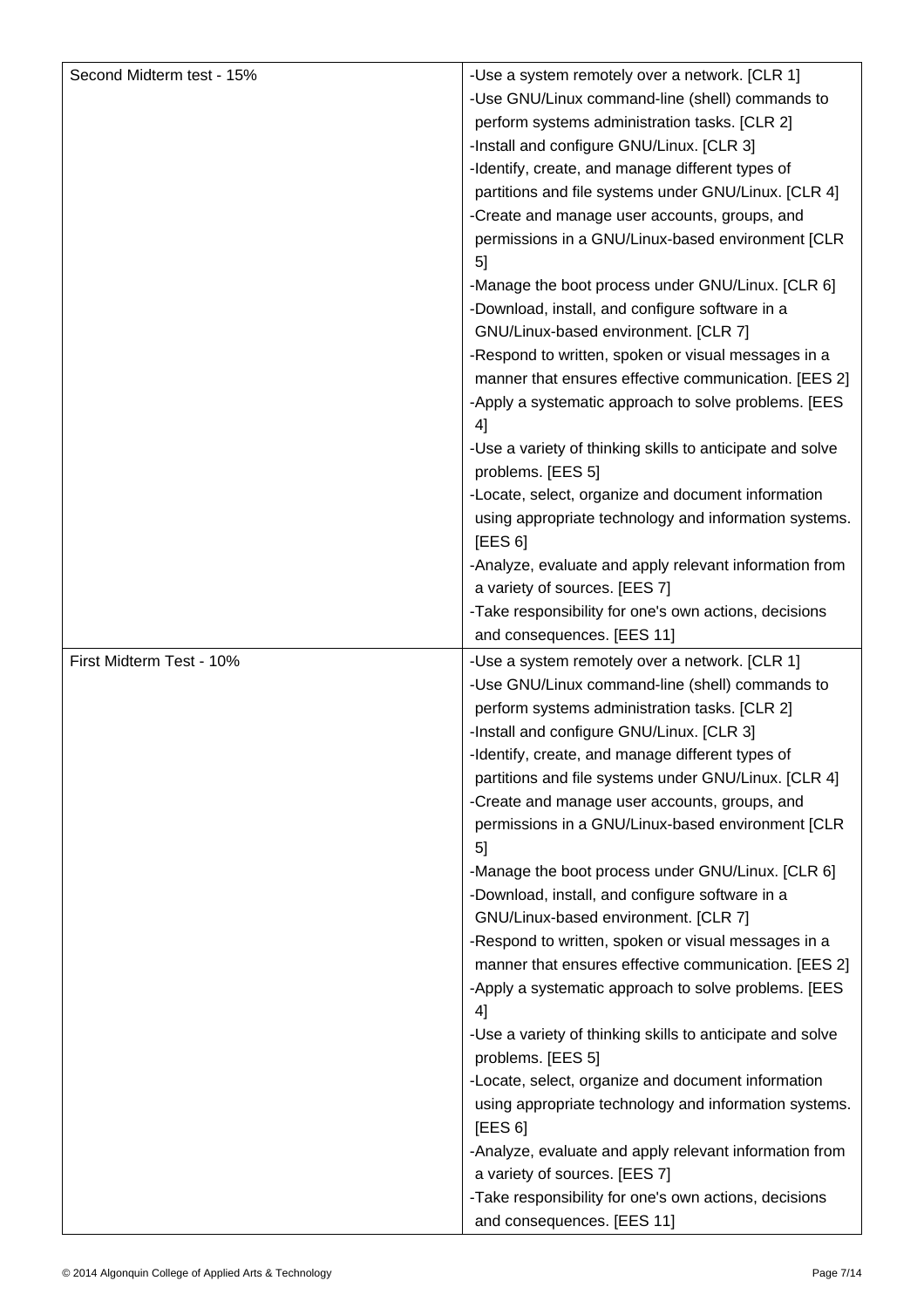| | |
|---|---|
| Second Midterm test - 15% | -Use a system remotely over a network. [CLR 1]<br>-Use GNU/Linux command-line (shell) commands to perform systems administration tasks. [CLR 2]<br>-Install and configure GNU/Linux. [CLR 3]<br>-Identify, create, and manage different types of partitions and file systems under GNU/Linux. [CLR 4]<br>-Create and manage user accounts, groups, and permissions in a GNU/Linux-based environment [CLR 5]<br>-Manage the boot process under GNU/Linux. [CLR 6]<br>-Download, install, and configure software in a GNU/Linux-based environment. [CLR 7]<br>-Respond to written, spoken or visual messages in a manner that ensures effective communication. [EES 2]<br>-Apply a systematic approach to solve problems. [EES 4]<br>-Use a variety of thinking skills to anticipate and solve problems. [EES 5]<br>-Locate, select, organize and document information using appropriate technology and information systems. [EES 6]<br>-Analyze, evaluate and apply relevant information from a variety of sources. [EES 7]<br>-Take responsibility for one's own actions, decisions and consequences. [EES 11] |
| First Midterm Test - 10% | -Use a system remotely over a network. [CLR 1]<br>-Use GNU/Linux command-line (shell) commands to perform systems administration tasks. [CLR 2]<br>-Install and configure GNU/Linux. [CLR 3]<br>-Identify, create, and manage different types of partitions and file systems under GNU/Linux. [CLR 4]<br>-Create and manage user accounts, groups, and permissions in a GNU/Linux-based environment [CLR 5]<br>-Manage the boot process under GNU/Linux. [CLR 6]<br>-Download, install, and configure software in a GNU/Linux-based environment. [CLR 7]<br>-Respond to written, spoken or visual messages in a manner that ensures effective communication. [EES 2]<br>-Apply a systematic approach to solve problems. [EES 4]<br>-Use a variety of thinking skills to anticipate and solve problems. [EES 5]<br>-Locate, select, organize and document information using appropriate technology and information systems. [EES 6]<br>-Analyze, evaluate and apply relevant information from a variety of sources. [EES 7]<br>-Take responsibility for one's own actions, decisions and consequences. [EES 11] |

© 2014 Algonquin College of Applied Arts & Technology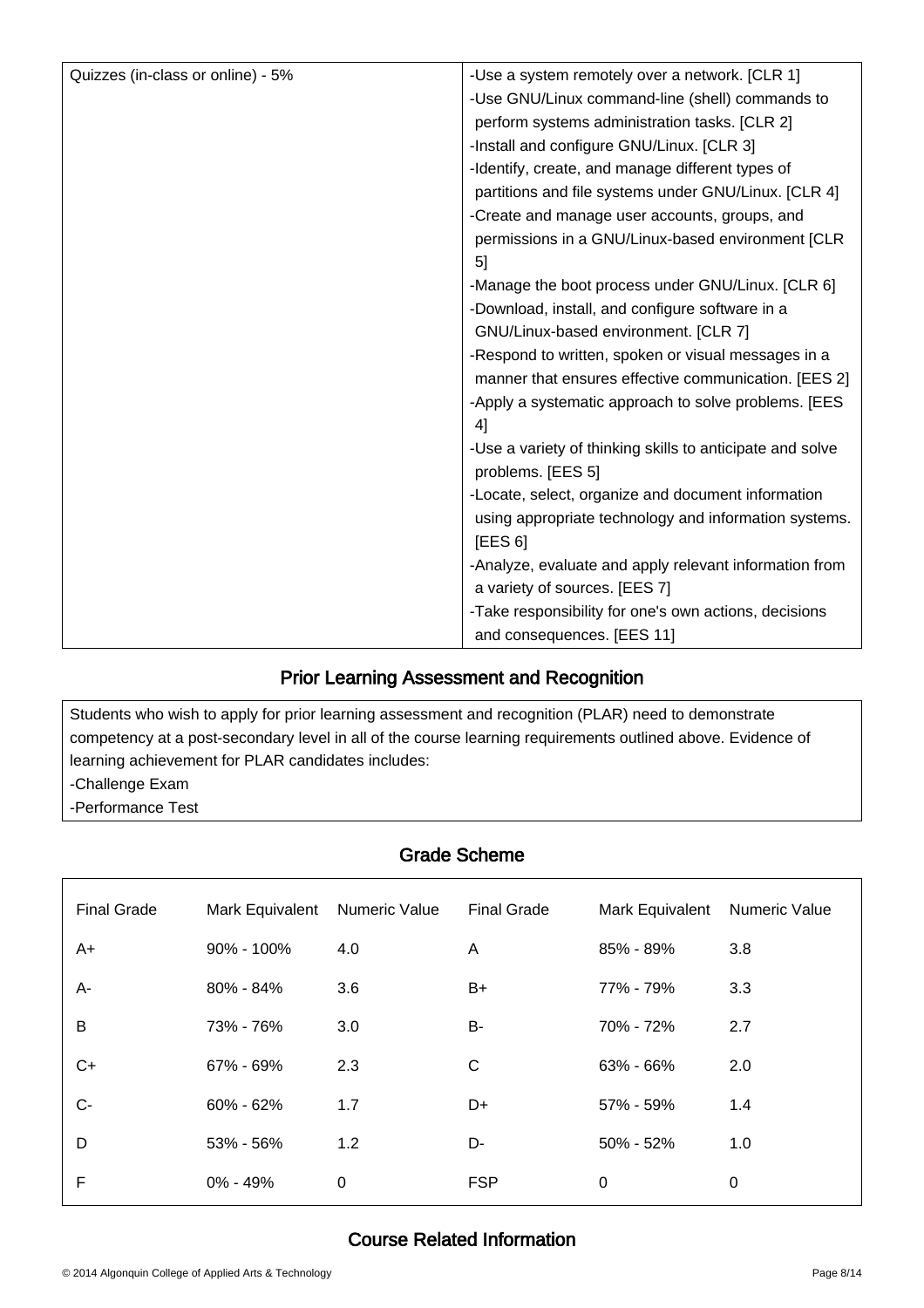| | |
|---|---|
| Quizzes (in-class or online) - 5% | -Use a system remotely over a network. [CLR 1]<br>-Use GNU/Linux command-line (shell) commands to perform systems administration tasks. [CLR 2]<br>-Install and configure GNU/Linux. [CLR 3]<br>-Identify, create, and manage different types of partitions and file systems under GNU/Linux. [CLR 4]<br>-Create and manage user accounts, groups, and permissions in a GNU/Linux-based environment [CLR 5]<br>-Manage the boot process under GNU/Linux. [CLR 6]<br>-Download, install, and configure software in a GNU/Linux-based environment. [CLR 7]<br>-Respond to written, spoken or visual messages in a manner that ensures effective communication. [EES 2]<br>-Apply a systematic approach to solve problems. [EES 4]<br>-Use a variety of thinking skills to anticipate and solve problems. [EES 5]<br>-Locate, select, organize and document information using appropriate technology and information systems. [EES 6]<br>-Analyze, evaluate and apply relevant information from a variety of sources. [EES 7]<br>-Take responsibility for one's own actions, decisions and consequences. [EES 11] |

## Prior Learning Assessment and Recognition

Students who wish to apply for prior learning assessment and recognition (PLAR) need to demonstrate competency at a post-secondary level in all of the course learning requirements outlined above. Evidence of learning achievement for PLAR candidates includes:

-Challenge Exam

-Performance Test

## Grade Scheme

| Final Grade | Mark Equivalent | Numeric Value | Final Grade | Mark Equivalent | Numeric Value |
|---|---|---|---|---|---|
| A+ | 90% - 100% | 4.0 | A | 85% - 89% | 3.8 |
| A- | 80% - 84% | 3.6 | B+ | 77% - 79% | 3.3 |
| B | 73% - 76% | 3.0 | B- | 70% - 72% | 2.7 |
| C+ | 67% - 69% | 2.3 | C | 63% - 66% | 2.0 |
| C- | 60% - 62% | 1.7 | D+ | 57% - 59% | 1.4 |
| D | 53% - 56% | 1.2 | D- | 50% - 52% | 1.0 |
| F | 0% - 49% | 0 | FSP | 0 | 0 |

## Course Related Information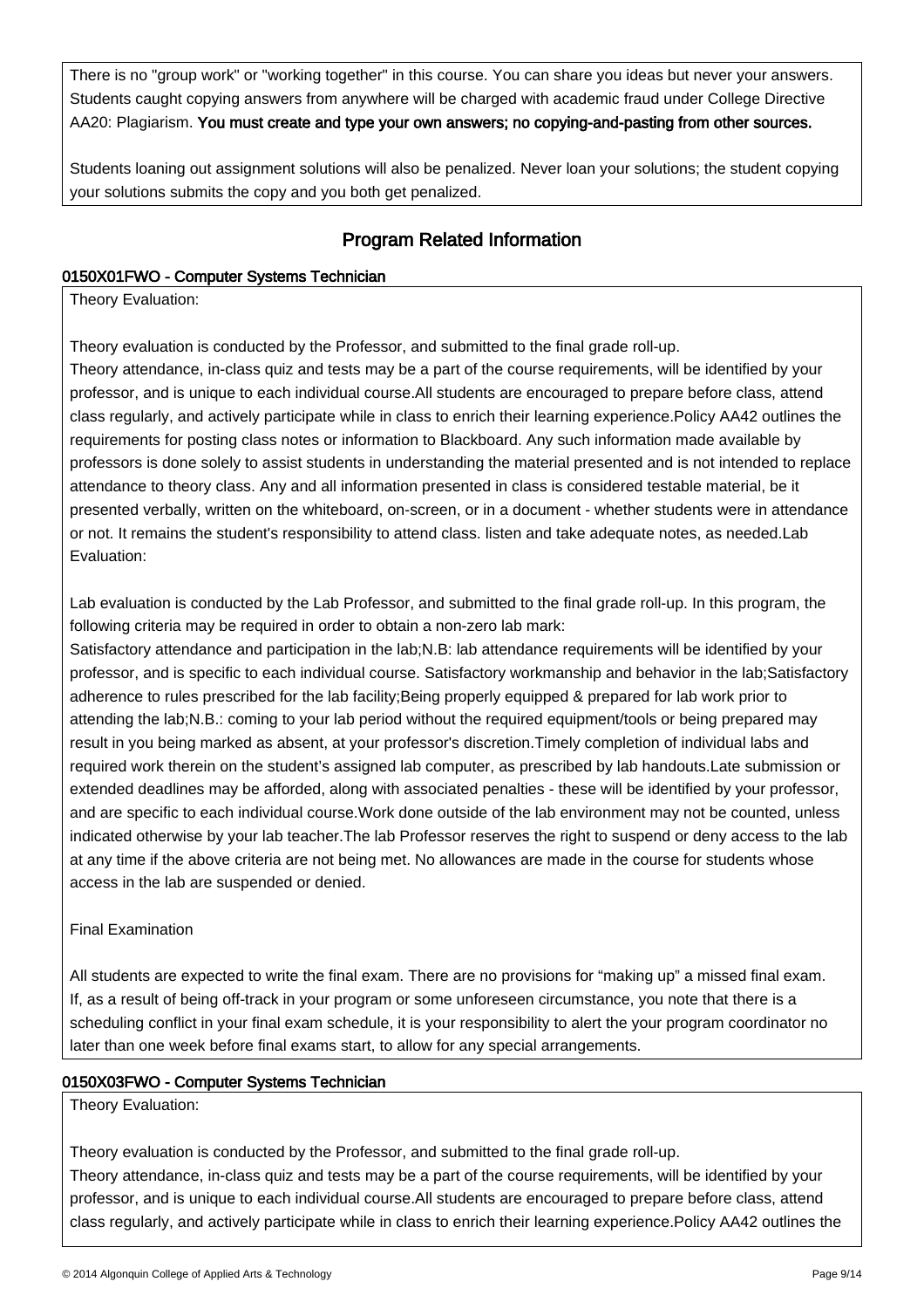There is no "group work" or "working together" in this course. You can share you ideas but never your answers. Students caught copying answers from anywhere will be charged with academic fraud under College Directive AA20: Plagiarism. **You must create and type your own answers; no copying-and-pasting from other sources.**

Students loaning out assignment solutions will also be penalized. Never loan your solutions; the student copying your solutions submits the copy and you both get penalized.

## Program Related Information

### 0150X01FWO - Computer Systems Technician

Theory Evaluation:

Theory evaluation is conducted by the Professor, and submitted to the final grade roll-up.
Theory attendance, in-class quiz and tests may be a part of the course requirements, will be identified by your professor, and is unique to each individual course.All students are encouraged to prepare before class, attend class regularly, and actively participate while in class to enrich their learning experience.Policy AA42 outlines the requirements for posting class notes or information to Blackboard. Any such information made available by professors is done solely to assist students in understanding the material presented and is not intended to replace attendance to theory class. Any and all information presented in class is considered testable material, be it presented verbally, written on the whiteboard, on-screen, or in a document - whether students were in attendance or not. It remains the student's responsibility to attend class. listen and take adequate notes, as needed.Lab Evaluation:

Lab evaluation is conducted by the Lab Professor, and submitted to the final grade roll-up. In this program, the following criteria may be required in order to obtain a non-zero lab mark:
Satisfactory attendance and participation in the lab;N.B: lab attendance requirements will be identified by your professor, and is specific to each individual course. Satisfactory workmanship and behavior in the lab;Satisfactory adherence to rules prescribed for the lab facility;Being properly equipped & prepared for lab work prior to attending the lab;N.B.: coming to your lab period without the required equipment/tools or being prepared may result in you being marked as absent, at your professor's discretion.Timely completion of individual labs and required work therein on the student's assigned lab computer, as prescribed by lab handouts.Late submission or extended deadlines may be afforded, along with associated penalties - these will be identified by your professor, and are specific to each individual course.Work done outside of the lab environment may not be counted, unless indicated otherwise by your lab teacher.The lab Professor reserves the right to suspend or deny access to the lab at any time if the above criteria are not being met. No allowances are made in the course for students whose access in the lab are suspended or denied.

Final Examination

All students are expected to write the final exam. There are no provisions for "making up" a missed final exam. If, as a result of being off-track in your program or some unforeseen circumstance, you note that there is a scheduling conflict in your final exam schedule, it is your responsibility to alert the your program coordinator no later than one week before final exams start, to allow for any special arrangements.

### 0150X03FWO - Computer Systems Technician

Theory Evaluation:

Theory evaluation is conducted by the Professor, and submitted to the final grade roll-up.
Theory attendance, in-class quiz and tests may be a part of the course requirements, will be identified by your professor, and is unique to each individual course.All students are encouraged to prepare before class, attend class regularly, and actively participate while in class to enrich their learning experience.Policy AA42 outlines the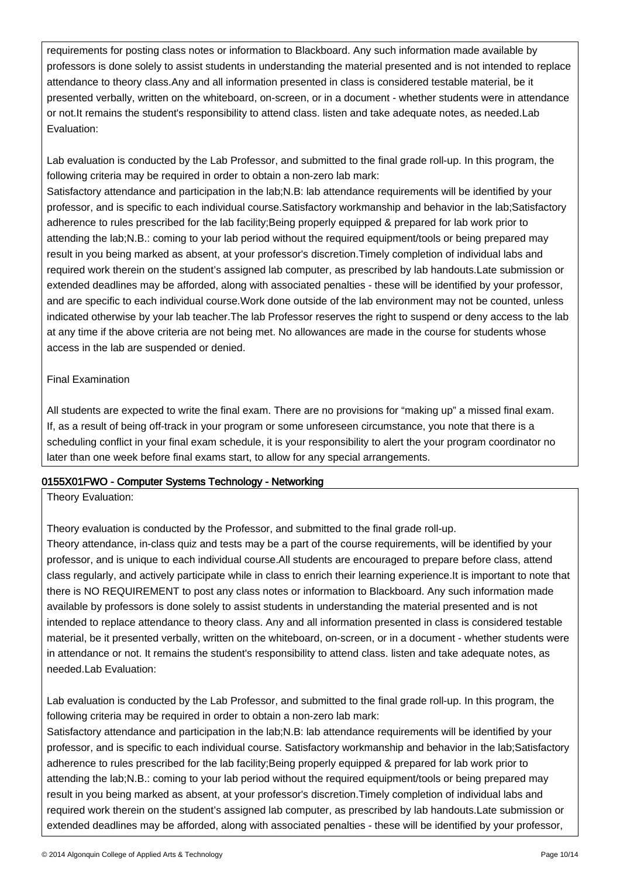requirements for posting class notes or information to Blackboard. Any such information made available by professors is done solely to assist students in understanding the material presented and is not intended to replace attendance to theory class.Any and all information presented in class is considered testable material, be it presented verbally, written on the whiteboard, on-screen, or in a document - whether students were in attendance or not.It remains the student's responsibility to attend class. listen and take adequate notes, as needed.Lab Evaluation:

Lab evaluation is conducted by the Lab Professor, and submitted to the final grade roll-up. In this program, the following criteria may be required in order to obtain a non-zero lab mark:
Satisfactory attendance and participation in the lab;N.B: lab attendance requirements will be identified by your professor, and is specific to each individual course.Satisfactory workmanship and behavior in the lab;Satisfactory adherence to rules prescribed for the lab facility;Being properly equipped & prepared for lab work prior to attending the lab;N.B.: coming to your lab period without the required equipment/tools or being prepared may result in you being marked as absent, at your professor's discretion.Timely completion of individual labs and required work therein on the student's assigned lab computer, as prescribed by lab handouts.Late submission or extended deadlines may be afforded, along with associated penalties - these will be identified by your professor, and are specific to each individual course.Work done outside of the lab environment may not be counted, unless indicated otherwise by your lab teacher.The lab Professor reserves the right to suspend or deny access to the lab at any time if the above criteria are not being met. No allowances are made in the course for students whose access in the lab are suspended or denied.

Final Examination

All students are expected to write the final exam. There are no provisions for "making up" a missed final exam. If, as a result of being off-track in your program or some unforeseen circumstance, you note that there is a scheduling conflict in your final exam schedule, it is your responsibility to alert the your program coordinator no later than one week before final exams start, to allow for any special arrangements.

## 0155X01FWO - Computer Systems Technology - Networking

Theory Evaluation:

Theory evaluation is conducted by the Professor, and submitted to the final grade roll-up.
Theory attendance, in-class quiz and tests may be a part of the course requirements, will be identified by your professor, and is unique to each individual course.All students are encouraged to prepare before class, attend class regularly, and actively participate while in class to enrich their learning experience.It is important to note that there is NO REQUIREMENT to post any class notes or information to Blackboard. Any such information made available by professors is done solely to assist students in understanding the material presented and is not intended to replace attendance to theory class. Any and all information presented in class is considered testable material, be it presented verbally, written on the whiteboard, on-screen, or in a document - whether students were in attendance or not. It remains the student's responsibility to attend class. listen and take adequate notes, as needed.Lab Evaluation:

Lab evaluation is conducted by the Lab Professor, and submitted to the final grade roll-up. In this program, the following criteria may be required in order to obtain a non-zero lab mark:
Satisfactory attendance and participation in the lab;N.B: lab attendance requirements will be identified by your professor, and is specific to each individual course. Satisfactory workmanship and behavior in the lab;Satisfactory adherence to rules prescribed for the lab facility;Being properly equipped & prepared for lab work prior to attending the lab;N.B.: coming to your lab period without the required equipment/tools or being prepared may result in you being marked as absent, at your professor's discretion.Timely completion of individual labs and required work therein on the student's assigned lab computer, as prescribed by lab handouts.Late submission or extended deadlines may be afforded, along with associated penalties - these will be identified by your professor,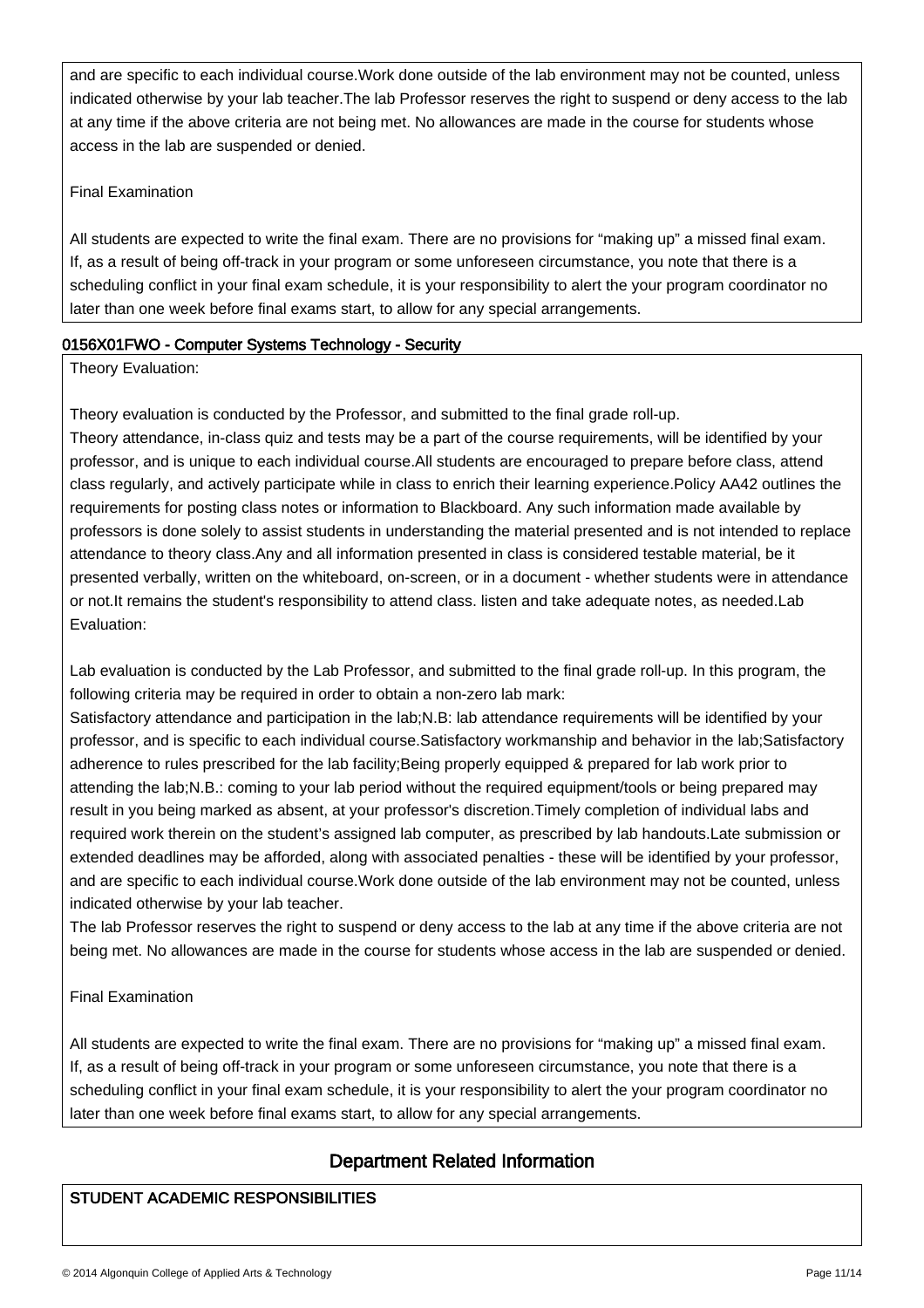and are specific to each individual course.Work done outside of the lab environment may not be counted, unless indicated otherwise by your lab teacher.The lab Professor reserves the right to suspend or deny access to the lab at any time if the above criteria are not being met. No allowances are made in the course for students whose access in the lab are suspended or denied.

Final Examination

All students are expected to write the final exam. There are no provisions for “making up” a missed final exam. If, as a result of being off-track in your program or some unforeseen circumstance, you note that there is a scheduling conflict in your final exam schedule, it is your responsibility to alert the your program coordinator no later than one week before final exams start, to allow for any special arrangements.

### 0156X01FWO - Computer Systems Technology - Security

Theory Evaluation:

Theory evaluation is conducted by the Professor, and submitted to the final grade roll-up.
Theory attendance, in-class quiz and tests may be a part of the course requirements, will be identified by your professor, and is unique to each individual course.All students are encouraged to prepare before class, attend class regularly, and actively participate while in class to enrich their learning experience.Policy AA42 outlines the requirements for posting class notes or information to Blackboard. Any such information made available by professors is done solely to assist students in understanding the material presented and is not intended to replace attendance to theory class.Any and all information presented in class is considered testable material, be it presented verbally, written on the whiteboard, on-screen, or in a document - whether students were in attendance or not.It remains the student's responsibility to attend class. listen and take adequate notes, as needed.Lab Evaluation:

Lab evaluation is conducted by the Lab Professor, and submitted to the final grade roll-up. In this program, the following criteria may be required in order to obtain a non-zero lab mark:
Satisfactory attendance and participation in the lab;N.B: lab attendance requirements will be identified by your professor, and is specific to each individual course.Satisfactory workmanship and behavior in the lab;Satisfactory adherence to rules prescribed for the lab facility;Being properly equipped & prepared for lab work prior to attending the lab;N.B.: coming to your lab period without the required equipment/tools or being prepared may result in you being marked as absent, at your professor's discretion.Timely completion of individual labs and required work therein on the student’s assigned lab computer, as prescribed by lab handouts.Late submission or extended deadlines may be afforded, along with associated penalties - these will be identified by your professor, and are specific to each individual course.Work done outside of the lab environment may not be counted, unless indicated otherwise by your lab teacher.
The lab Professor reserves the right to suspend or deny access to the lab at any time if the above criteria are not being met. No allowances are made in the course for students whose access in the lab are suspended or denied.

Final Examination

All students are expected to write the final exam. There are no provisions for “making up” a missed final exam. If, as a result of being off-track in your program or some unforeseen circumstance, you note that there is a scheduling conflict in your final exam schedule, it is your responsibility to alert the your program coordinator no later than one week before final exams start, to allow for any special arrangements.

## Department Related Information

### STUDENT ACADEMIC RESPONSIBILITIES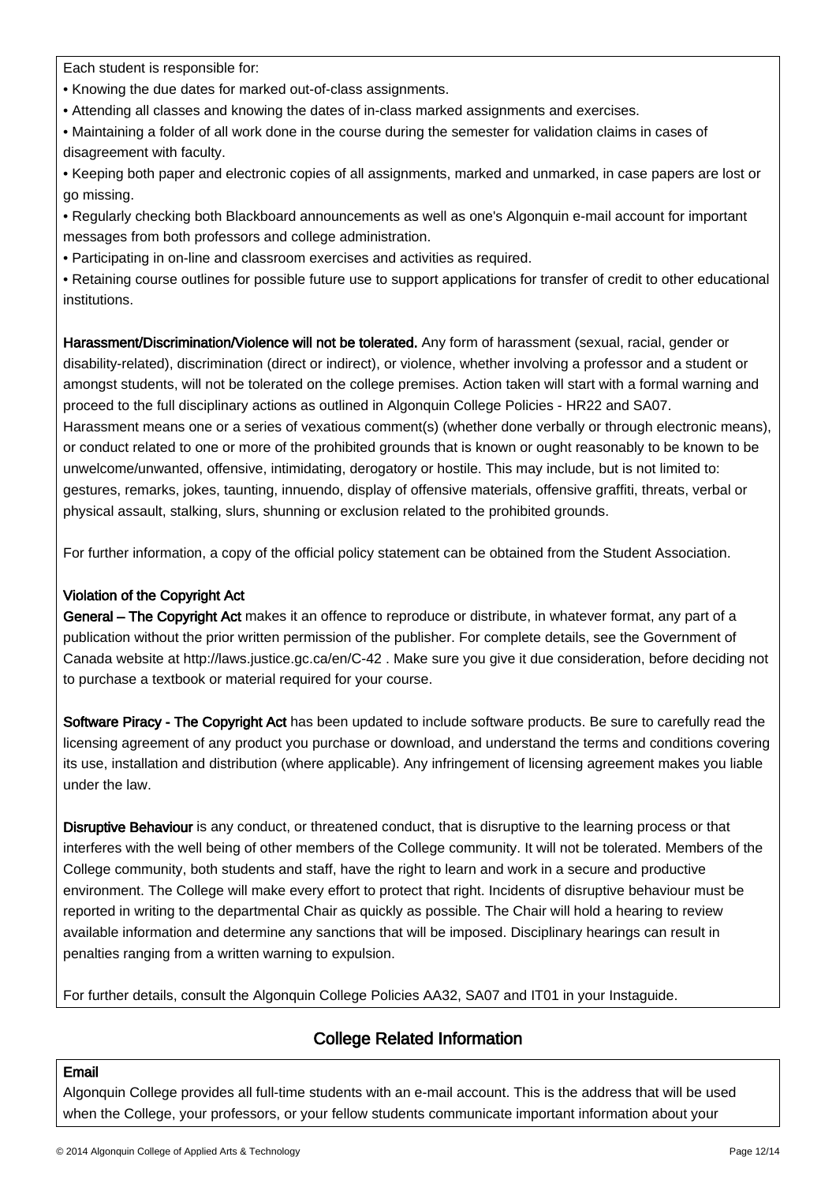Each student is responsible for:

- Knowing the due dates for marked out-of-class assignments.
- Attending all classes and knowing the dates of in-class marked assignments and exercises.
- Maintaining a folder of all work done in the course during the semester for validation claims in cases of disagreement with faculty.
- Keeping both paper and electronic copies of all assignments, marked and unmarked, in case papers are lost or go missing.
- Regularly checking both Blackboard announcements as well as one's Algonquin e-mail account for important messages from both professors and college administration.
- Participating in on-line and classroom exercises and activities as required.
- Retaining course outlines for possible future use to support applications for transfer of credit to other educational institutions.

**Harassment/Discrimination/Violence will not be tolerated.** Any form of harassment (sexual, racial, gender or disability-related), discrimination (direct or indirect), or violence, whether involving a professor and a student or amongst students, will not be tolerated on the college premises. Action taken will start with a formal warning and proceed to the full disciplinary actions as outlined in Algonquin College Policies - HR22 and SA07.
Harassment means one or a series of vexatious comment(s) (whether done verbally or through electronic means), or conduct related to one or more of the prohibited grounds that is known or ought reasonably to be known to be unwelcome/unwanted, offensive, intimidating, derogatory or hostile. This may include, but is not limited to: gestures, remarks, jokes, taunting, innuendo, display of offensive materials, offensive graffiti, threats, verbal or physical assault, stalking, slurs, shunning or exclusion related to the prohibited grounds.

For further information, a copy of the official policy statement can be obtained from the Student Association.

**Violation of the Copyright Act**
**General – The Copyright Act** makes it an offence to reproduce or distribute, in whatever format, any part of a publication without the prior written permission of the publisher. For complete details, see the Government of Canada website at http://laws.justice.gc.ca/en/C-42 . Make sure you give it due consideration, before deciding not to purchase a textbook or material required for your course.

**Software Piracy - The Copyright Act** has been updated to include software products. Be sure to carefully read the licensing agreement of any product you purchase or download, and understand the terms and conditions covering its use, installation and distribution (where applicable). Any infringement of licensing agreement makes you liable under the law.

**Disruptive Behaviour** is any conduct, or threatened conduct, that is disruptive to the learning process or that interferes with the well being of other members of the College community. It will not be tolerated. Members of the College community, both students and staff, have the right to learn and work in a secure and productive environment. The College will make every effort to protect that right. Incidents of disruptive behaviour must be reported in writing to the departmental Chair as quickly as possible. The Chair will hold a hearing to review available information and determine any sanctions that will be imposed. Disciplinary hearings can result in penalties ranging from a written warning to expulsion.

For further details, consult the Algonquin College Policies AA32, SA07 and IT01 in your Instaguide.

## College Related Information

**Email**
Algonquin College provides all full-time students with an e-mail account. This is the address that will be used when the College, your professors, or your fellow students communicate important information about your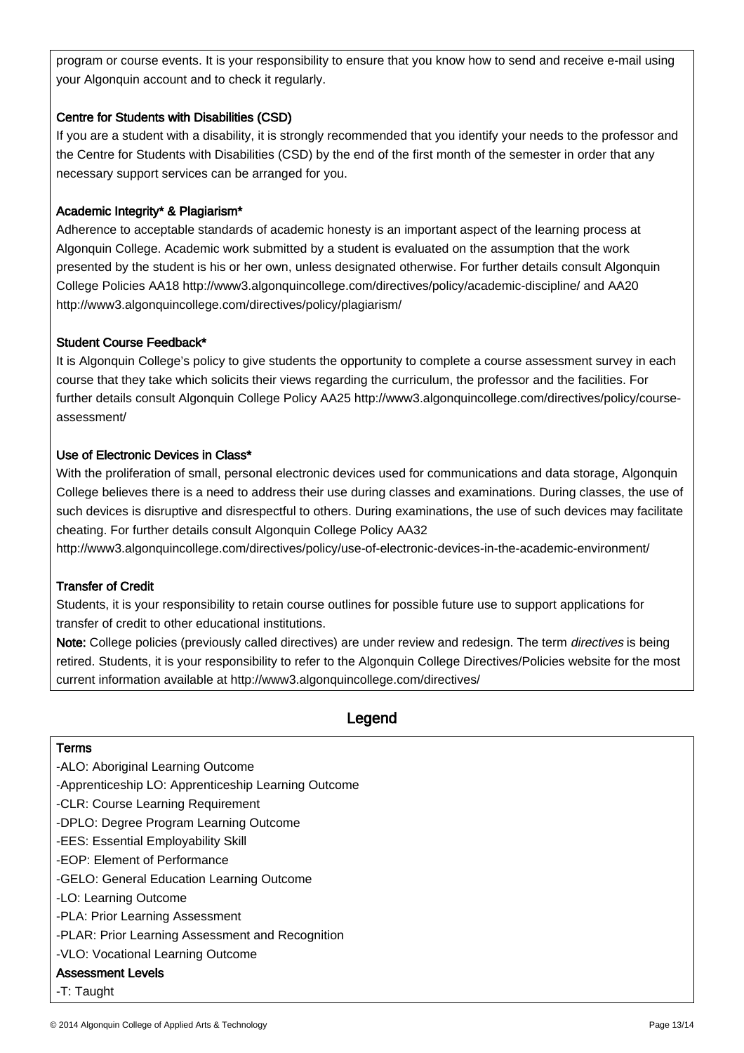program or course events. It is your responsibility to ensure that you know how to send and receive e-mail using your Algonquin account and to check it regularly.

**Centre for Students with Disabilities (CSD)**

If you are a student with a disability, it is strongly recommended that you identify your needs to the professor and the Centre for Students with Disabilities (CSD) by the end of the first month of the semester in order that any necessary support services can be arranged for you.

**Academic Integrity* & Plagiarism***

Adherence to acceptable standards of academic honesty is an important aspect of the learning process at Algonquin College. Academic work submitted by a student is evaluated on the assumption that the work presented by the student is his or her own, unless designated otherwise. For further details consult Algonquin College Policies AA18 http://www3.algonquincollege.com/directives/policy/academic-discipline/ and AA20 http://www3.algonquincollege.com/directives/policy/plagiarism/

**Student Course Feedback***

It is Algonquin College's policy to give students the opportunity to complete a course assessment survey in each course that they take which solicits their views regarding the curriculum, the professor and the facilities. For further details consult Algonquin College Policy AA25 http://www3.algonquincollege.com/directives/policy/course-assessment/

**Use of Electronic Devices in Class***

With the proliferation of small, personal electronic devices used for communications and data storage, Algonquin College believes there is a need to address their use during classes and examinations. During classes, the use of such devices is disruptive and disrespectful to others. During examinations, the use of such devices may facilitate cheating. For further details consult Algonquin College Policy AA32 http://www3.algonquincollege.com/directives/policy/use-of-electronic-devices-in-the-academic-environment/

**Transfer of Credit**

Students, it is your responsibility to retain course outlines for possible future use to support applications for transfer of credit to other educational institutions.

**Note:** College policies (previously called directives) are under review and redesign. The term *directives* is being retired. Students, it is your responsibility to refer to the Algonquin College Directives/Policies website for the most current information available at http://www3.algonquincollege.com/directives/

## Legend

**Terms**

-ALO: Aboriginal Learning Outcome
-Apprenticeship LO: Apprenticeship Learning Outcome
-CLR: Course Learning Requirement
-DPLO: Degree Program Learning Outcome
-EES: Essential Employability Skill
-EOP: Element of Performance
-GELO: General Education Learning Outcome
-LO: Learning Outcome
-PLA: Prior Learning Assessment
-PLAR: Prior Learning Assessment and Recognition
-VLO: Vocational Learning Outcome

**Assessment Levels**

-T: Taught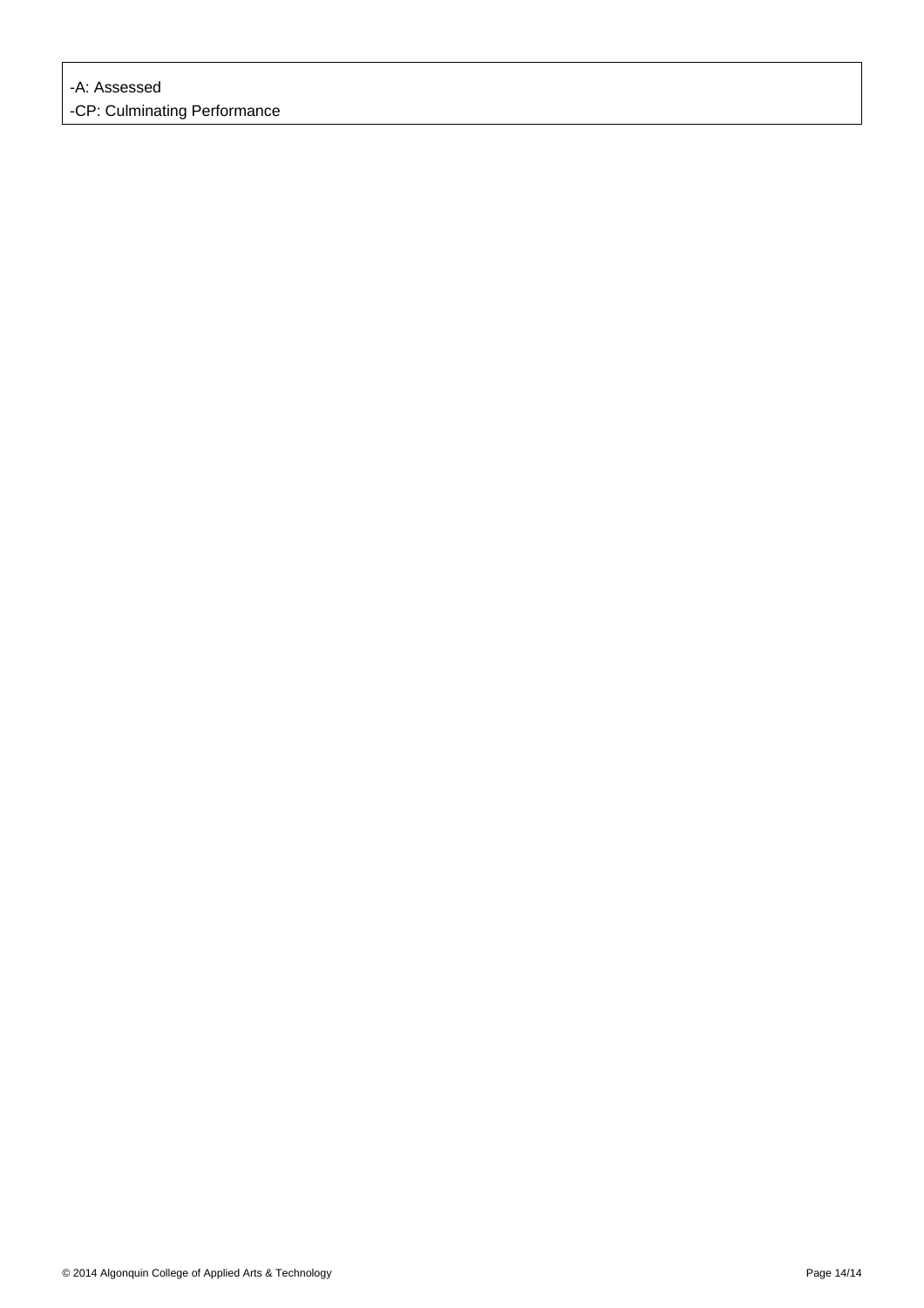-A: Assessed

-CP: Culminating Performance